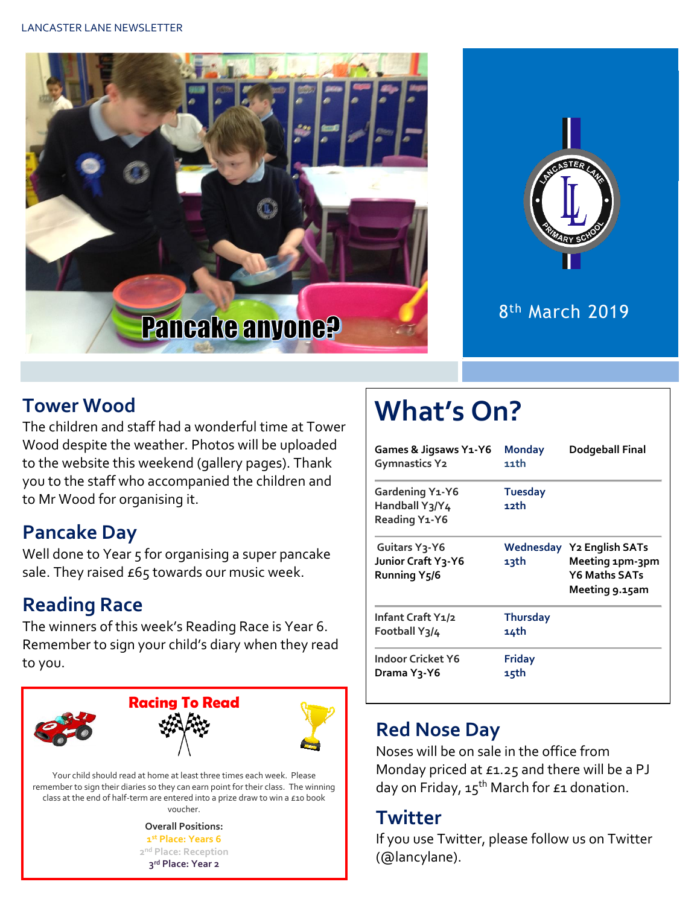LANCASTER LANE NEWSLETTER

Pancake anyone?

8th March 2019

## Tower Wood

The children and staff had a wonderful time at Tower Wood despite the weather. Photos will be uploaded to the website this weekend (gallery pages). Thank you to the staff who accompanied the children and to Mr Wood for organising it.

## Pancake Day

Well done to Year 5 for organising a super pancake sale. They raised £65 towards our music week.

## Reading Race

The winners of this week's Reading Race is Year 6. Remember to sign your child's diary when they read to you.

### Racing To Read

Your child should read at home at least three times each week. Please remember to sign their diaries so they can earn point for their class. The winning class at the end of half-term are entered into a prize draw to win a £10 book voucher.

**Overall Positions:**
1st Place: Years 6
2nd Place: Reception
3rd Place: Year 2

# What's On?

| | | |
|---|---|---|
| Games & Jigsaws Y1-Y6<br>Gymnastics Y2 | Monday 11th | Dodgeball Final |
| Gardening Y1-Y6<br>Handball Y3/Y4<br>Reading Y1-Y6 | Tuesday 12th | |
| Guitars Y3-Y6<br>Junior Craft Y3-Y6<br>Running Y5/6 | Wednesday 13th | Y2 English SATs Meeting 1pm-3pm<br>Y6 Maths SATs Meeting 9.15am |
| Infant Craft Y1/2<br>Football Y3/4 | Thursday 14th | |
| Indoor Cricket Y6<br>Drama Y3-Y6 | Friday 15th | |

## Red Nose Day

Noses will be on sale in the office from Monday priced at £1.25 and there will be a PJ day on Friday, 15th March for £1 donation.

## Twitter

If you use Twitter, please follow us on Twitter (@lancylane).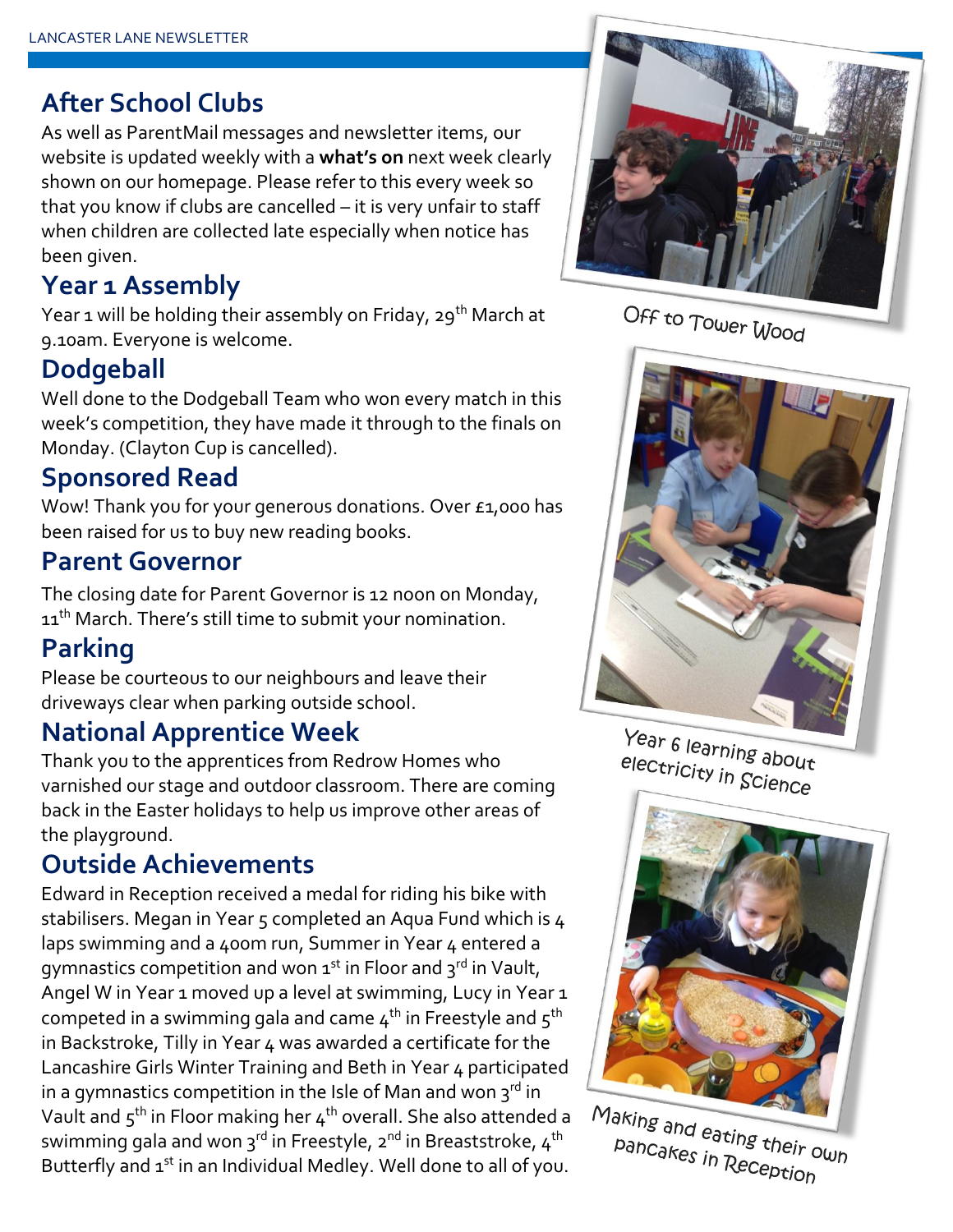## After School Clubs

As well as ParentMail messages and newsletter items, our website is updated weekly with a **what's on** next week clearly shown on our homepage. Please refer to this every week so that you know if clubs are cancelled – it is very unfair to staff when children are collected late especially when notice has been given.

## Year 1 Assembly

Year 1 will be holding their assembly on Friday, 29th March at 9.10am. Everyone is welcome.

## Dodgeball

Well done to the Dodgeball Team who won every match in this week's competition, they have made it through to the finals on Monday. (Clayton Cup is cancelled).

## Sponsored Read

Wow! Thank you for your generous donations. Over £1,000 has been raised for us to buy new reading books.

## Parent Governor

The closing date for Parent Governor is 12 noon on Monday, 11th March. There's still time to submit your nomination.

## Parking

Please be courteous to our neighbours and leave their driveways clear when parking outside school.

## National Apprentice Week

Thank you to the apprentices from Redrow Homes who varnished our stage and outdoor classroom. There are coming back in the Easter holidays to help us improve other areas of the playground.

## Outside Achievements

Edward in Reception received a medal for riding his bike with stabilisers. Megan in Year 5 completed an Aqua Fund which is 4 laps swimming and a 400m run, Summer in Year 4 entered a gymnastics competition and won 1st in Floor and 3rd in Vault, Angel W in Year 1 moved up a level at swimming, Lucy in Year 1 competed in a swimming gala and came 4th in Freestyle and 5th in Backstroke, Tilly in Year 4 was awarded a certificate for the Lancashire Girls Winter Training and Beth in Year 4 participated in a gymnastics competition in the Isle of Man and won 3rd in Vault and 5th in Floor making her 4th overall. She also attended a swimming gala and won 3rd in Freestyle, 2nd in Breaststroke, 4th Butterfly and 1st in an Individual Medley. Well done to all of you.

Off to Tower Wood

Year 6 learning about electricity in Science

Making and eating their own pancakes in Reception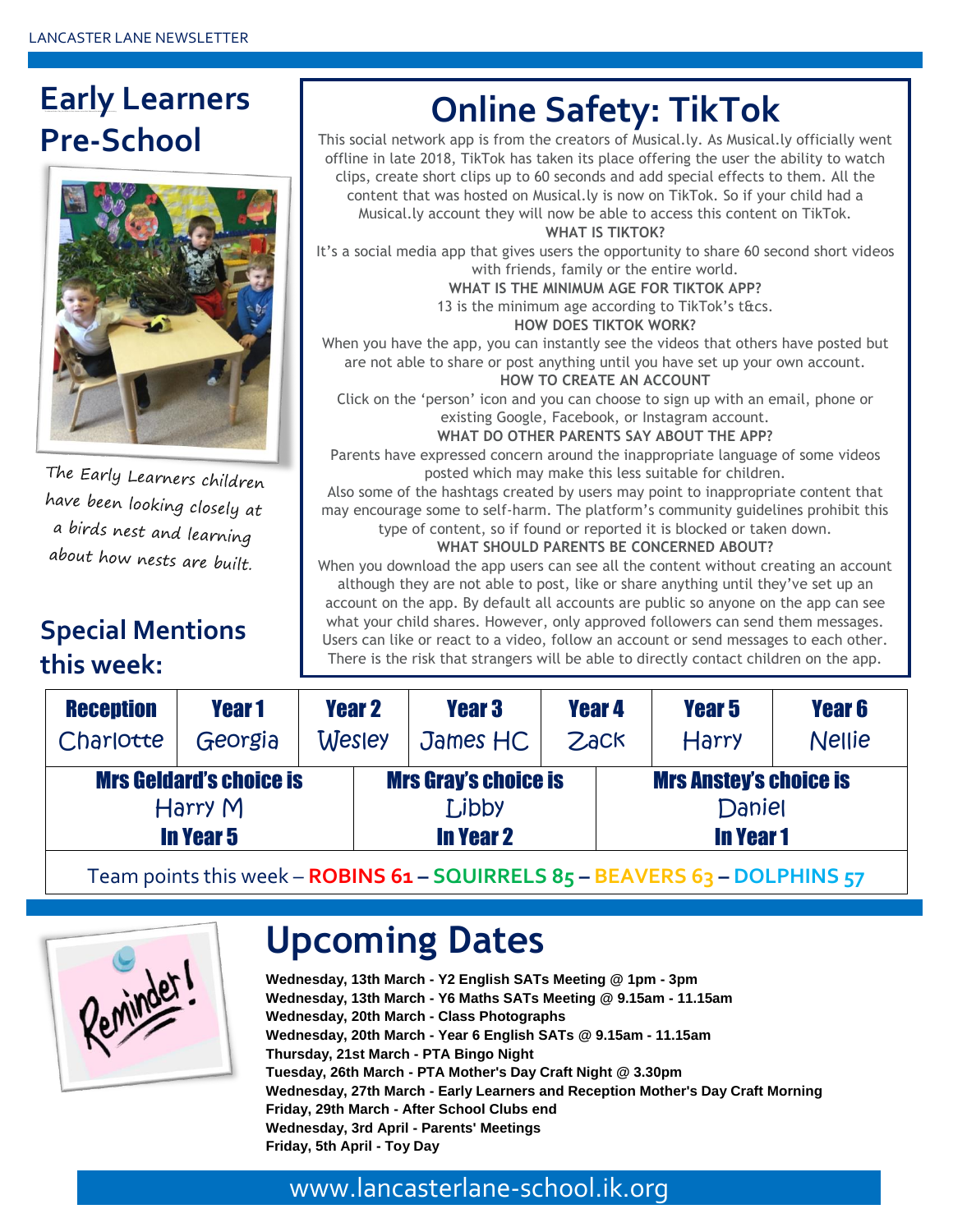## Early Learners Pre-School

The Early Learners children have been looking closely at a birds nest and learning about how nests are built.

## Online Safety: TikTok

This social network app is from the creators of Musical.ly. As Musical.ly officially went offline in late 2018, TikTok has taken its place offering the user the ability to watch clips, create short clips up to 60 seconds and add special effects to them. All the content that was hosted on Musical.ly is now on TikTok. So if your child had a Musical.ly account they will now be able to access this content on TikTok.

**WHAT IS TIKTOK?**

It's a social media app that gives users the opportunity to share 60 second short videos with friends, family or the entire world.

**WHAT IS THE MINIMUM AGE FOR TIKTOK APP?**

13 is the minimum age according to TikTok's t&cs.

**HOW DOES TIKTOK WORK?**

When you have the app, you can instantly see the videos that others have posted but are not able to share or post anything until you have set up your own account.

**HOW TO CREATE AN ACCOUNT**

Click on the 'person' icon and you can choose to sign up with an email, phone or existing Google, Facebook, or Instagram account.

**WHAT DO OTHER PARENTS SAY ABOUT THE APP?**

Parents have expressed concern around the inappropriate language of some videos posted which may make this less suitable for children.

Also some of the hashtags created by users may point to inappropriate content that may encourage some to self-harm. The platform's community guidelines prohibit this type of content, so if found or reported it is blocked or taken down.

**WHAT SHOULD PARENTS BE CONCERNED ABOUT?**

When you download the app users can see all the content without creating an account although they are not able to post, like or share anything until they've set up an account on the app. By default all accounts are public so anyone on the app can see what your child shares. However, only approved followers can send them messages. Users can like or react to a video, follow an account or send messages to each other. There is the risk that strangers will be able to directly contact children on the app.

## Special Mentions this week:

| Reception | Year 1 | Year 2 | Year 3 | Year 4 | Year 5 | Year 6 |
|---|---|---|---|---|---|---|
| Charlotte | Georgia | Wesley | James HC | Zack | Harry | Nellie |

| Mrs Geldard's choice is | Mrs Gray's choice is | Mrs Anstey's choice is |
|---|---|---|
| Harry M | Libby | Daniel |
| In Year 5 | In Year 2 | In Year 1 |

Team points this week – **ROBINS 61** – **SQUIRRELS 85** – **BEAVERS 63** – **DOLPHINS 57**

## Upcoming Dates

**Wednesday, 13th March - Y2 English SATs Meeting @ 1pm - 3pm**
**Wednesday, 13th March - Y6 Maths SATs Meeting @ 9.15am - 11.15am**
**Wednesday, 20th March - Class Photographs**
**Wednesday, 20th March - Year 6 English SATs @ 9.15am - 11.15am**
**Thursday, 21st March - PTA Bingo Night**
**Tuesday, 26th March - PTA Mother's Day Craft Night @ 3.30pm**
**Wednesday, 27th March - Early Learners and Reception Mother's Day Craft Morning**
**Friday, 29th March - After School Clubs end**
**Wednesday, 3rd April - Parents' Meetings**
**Friday, 5th April - Toy Day**

www.lancasterlane-school.ik.org